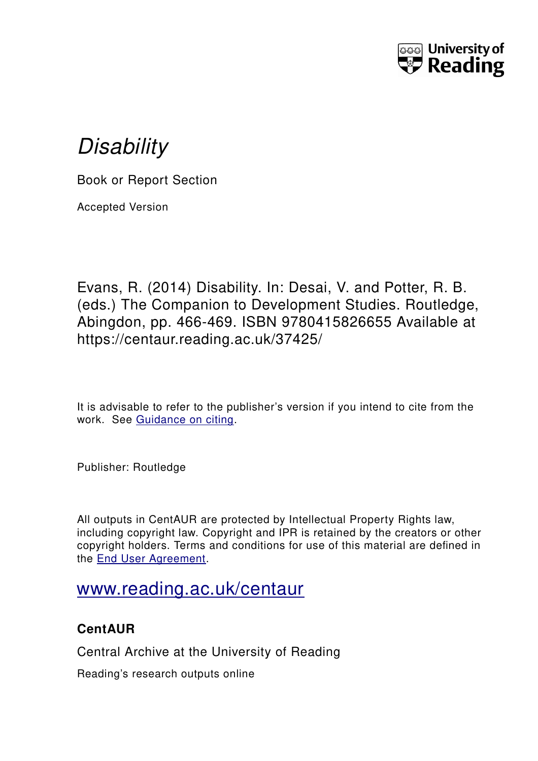University of Reading

# *Disability*

Book or Report Section

Accepted Version

Evans, R. (2014) Disability. In: Desai, V. and Potter, R. B. (eds.) The Companion to Development Studies. Routledge, Abingdon, pp. 466-469. ISBN 9780415826655 Available at https://centaur.reading.ac.uk/37425/

It is advisable to refer to the publisher's version if you intend to cite from the work. See Guidance on citing.

Publisher: Routledge

All outputs in CentAUR are protected by Intellectual Property Rights law, including copyright law. Copyright and IPR is retained by the creators or other copyright holders. Terms and conditions for use of this material are defined in the End User Agreement.

www.reading.ac.uk/centaur

**CentAUR**

Central Archive at the University of Reading

Reading's research outputs online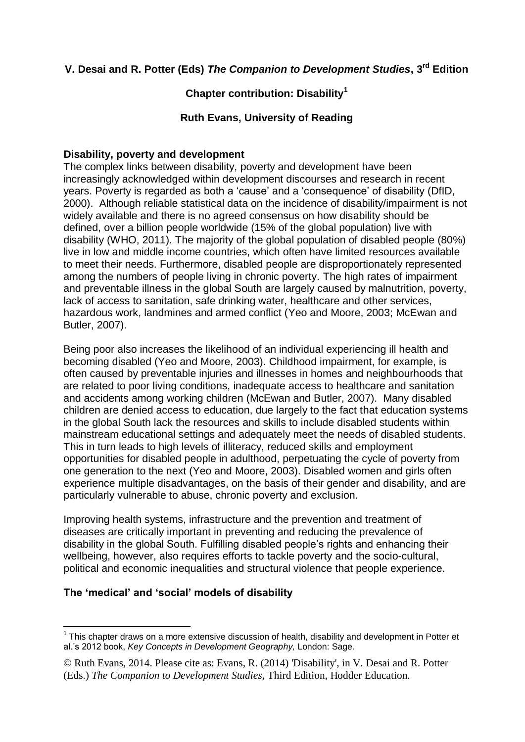**V. Desai and R. Potter (Eds) *The Companion to Development Studies*, 3rd Edition**

**Chapter contribution: Disability[1]**

**Ruth Evans, University of Reading**

## Disability, poverty and development

The complex links between disability, poverty and development have been increasingly acknowledged within development discourses and research in recent years. Poverty is regarded as both a 'cause' and a 'consequence' of disability (DfID, 2000). Although reliable statistical data on the incidence of disability/impairment is not widely available and there is no agreed consensus on how disability should be defined, over a billion people worldwide (15% of the global population) live with disability (WHO, 2011). The majority of the global population of disabled people (80%) live in low and middle income countries, which often have limited resources available to meet their needs. Furthermore, disabled people are disproportionately represented among the numbers of people living in chronic poverty. The high rates of impairment and preventable illness in the global South are largely caused by malnutrition, poverty, lack of access to sanitation, safe drinking water, healthcare and other services, hazardous work, landmines and armed conflict (Yeo and Moore, 2003; McEwan and Butler, 2007).

Being poor also increases the likelihood of an individual experiencing ill health and becoming disabled (Yeo and Moore, 2003). Childhood impairment, for example, is often caused by preventable injuries and illnesses in homes and neighbourhoods that are related to poor living conditions, inadequate access to healthcare and sanitation and accidents among working children (McEwan and Butler, 2007). Many disabled children are denied access to education, due largely to the fact that education systems in the global South lack the resources and skills to include disabled students within mainstream educational settings and adequately meet the needs of disabled students. This in turn leads to high levels of illiteracy, reduced skills and employment opportunities for disabled people in adulthood, perpetuating the cycle of poverty from one generation to the next (Yeo and Moore, 2003). Disabled women and girls often experience multiple disadvantages, on the basis of their gender and disability, and are particularly vulnerable to abuse, chronic poverty and exclusion.

Improving health systems, infrastructure and the prevention and treatment of diseases are critically important in preventing and reducing the prevalence of disability in the global South. Fulfilling disabled people's rights and enhancing their wellbeing, however, also requires efforts to tackle poverty and the socio-cultural, political and economic inequalities and structural violence that people experience.

## The 'medical' and 'social' models of disability

[1] This chapter draws on a more extensive discussion of health, disability and development in Potter et al.'s 2012 book, *Key Concepts in Development Geography,* London: Sage.

© Ruth Evans, 2014. Please cite as: Evans, R. (2014) 'Disability', in V. Desai and R. Potter (Eds.) *The Companion to Development Studies*, Third Edition, Hodder Education.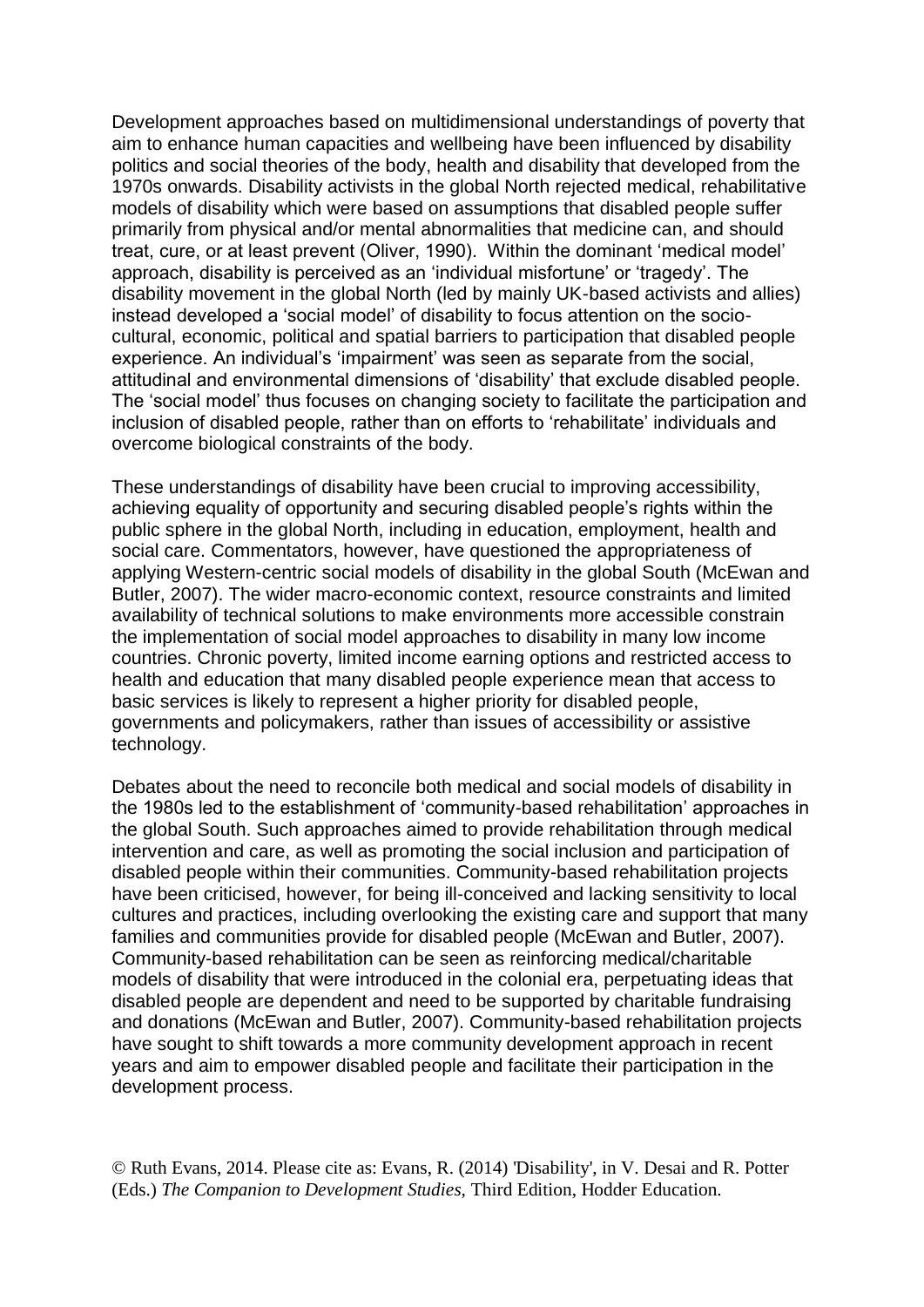Development approaches based on multidimensional understandings of poverty that aim to enhance human capacities and wellbeing have been influenced by disability politics and social theories of the body, health and disability that developed from the 1970s onwards. Disability activists in the global North rejected medical, rehabilitative models of disability which were based on assumptions that disabled people suffer primarily from physical and/or mental abnormalities that medicine can, and should treat, cure, or at least prevent (Oliver, 1990). Within the dominant 'medical model' approach, disability is perceived as an 'individual misfortune' or 'tragedy'. The disability movement in the global North (led by mainly UK-based activists and allies) instead developed a 'social model' of disability to focus attention on the socio-cultural, economic, political and spatial barriers to participation that disabled people experience. An individual's 'impairment' was seen as separate from the social, attitudinal and environmental dimensions of 'disability' that exclude disabled people. The 'social model' thus focuses on changing society to facilitate the participation and inclusion of disabled people, rather than on efforts to 'rehabilitate' individuals and overcome biological constraints of the body.

These understandings of disability have been crucial to improving accessibility, achieving equality of opportunity and securing disabled people's rights within the public sphere in the global North, including in education, employment, health and social care. Commentators, however, have questioned the appropriateness of applying Western-centric social models of disability in the global South (McEwan and Butler, 2007). The wider macro-economic context, resource constraints and limited availability of technical solutions to make environments more accessible constrain the implementation of social model approaches to disability in many low income countries. Chronic poverty, limited income earning options and restricted access to health and education that many disabled people experience mean that access to basic services is likely to represent a higher priority for disabled people, governments and policymakers, rather than issues of accessibility or assistive technology.

Debates about the need to reconcile both medical and social models of disability in the 1980s led to the establishment of 'community-based rehabilitation' approaches in the global South. Such approaches aimed to provide rehabilitation through medical intervention and care, as well as promoting the social inclusion and participation of disabled people within their communities. Community-based rehabilitation projects have been criticised, however, for being ill-conceived and lacking sensitivity to local cultures and practices, including overlooking the existing care and support that many families and communities provide for disabled people (McEwan and Butler, 2007). Community-based rehabilitation can be seen as reinforcing medical/charitable models of disability that were introduced in the colonial era, perpetuating ideas that disabled people are dependent and need to be supported by charitable fundraising and donations (McEwan and Butler, 2007). Community-based rehabilitation projects have sought to shift towards a more community development approach in recent years and aim to empower disabled people and facilitate their participation in the development process.

© Ruth Evans, 2014. Please cite as: Evans, R. (2014) 'Disability', in V. Desai and R. Potter (Eds.) *The Companion to Development Studies*, Third Edition, Hodder Education.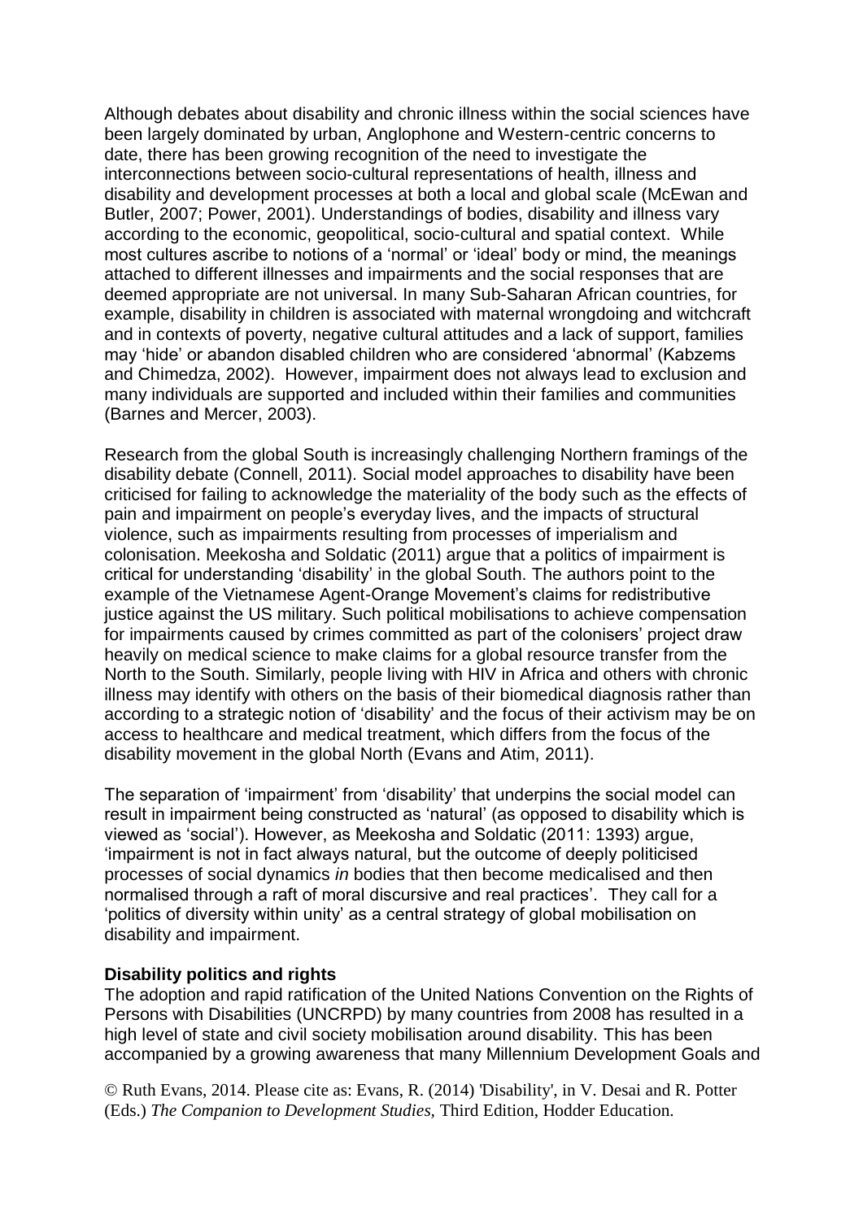Although debates about disability and chronic illness within the social sciences have been largely dominated by urban, Anglophone and Western-centric concerns to date, there has been growing recognition of the need to investigate the interconnections between socio-cultural representations of health, illness and disability and development processes at both a local and global scale (McEwan and Butler, 2007; Power, 2001). Understandings of bodies, disability and illness vary according to the economic, geopolitical, socio-cultural and spatial context. While most cultures ascribe to notions of a 'normal' or 'ideal' body or mind, the meanings attached to different illnesses and impairments and the social responses that are deemed appropriate are not universal. In many Sub-Saharan African countries, for example, disability in children is associated with maternal wrongdoing and witchcraft and in contexts of poverty, negative cultural attitudes and a lack of support, families may 'hide' or abandon disabled children who are considered 'abnormal' (Kabzems and Chimedza, 2002). However, impairment does not always lead to exclusion and many individuals are supported and included within their families and communities (Barnes and Mercer, 2003).

Research from the global South is increasingly challenging Northern framings of the disability debate (Connell, 2011). Social model approaches to disability have been criticised for failing to acknowledge the materiality of the body such as the effects of pain and impairment on people's everyday lives, and the impacts of structural violence, such as impairments resulting from processes of imperialism and colonisation. Meekosha and Soldatic (2011) argue that a politics of impairment is critical for understanding 'disability' in the global South. The authors point to the example of the Vietnamese Agent-Orange Movement's claims for redistributive justice against the US military. Such political mobilisations to achieve compensation for impairments caused by crimes committed as part of the colonisers' project draw heavily on medical science to make claims for a global resource transfer from the North to the South. Similarly, people living with HIV in Africa and others with chronic illness may identify with others on the basis of their biomedical diagnosis rather than according to a strategic notion of 'disability' and the focus of their activism may be on access to healthcare and medical treatment, which differs from the focus of the disability movement in the global North (Evans and Atim, 2011).

The separation of 'impairment' from 'disability' that underpins the social model can result in impairment being constructed as 'natural' (as opposed to disability which is viewed as 'social'). However, as Meekosha and Soldatic (2011: 1393) argue, 'impairment is not in fact always natural, but the outcome of deeply politicised processes of social dynamics *in* bodies that then become medicalised and then normalised through a raft of moral discursive and real practices'. They call for a 'politics of diversity within unity' as a central strategy of global mobilisation on disability and impairment.

**Disability politics and rights**

The adoption and rapid ratification of the United Nations Convention on the Rights of Persons with Disabilities (UNCRPD) by many countries from 2008 has resulted in a high level of state and civil society mobilisation around disability. This has been accompanied by a growing awareness that many Millennium Development Goals and

© Ruth Evans, 2014. Please cite as: Evans, R. (2014) 'Disability', in V. Desai and R. Potter (Eds.) *The Companion to Development Studies*, Third Edition, Hodder Education.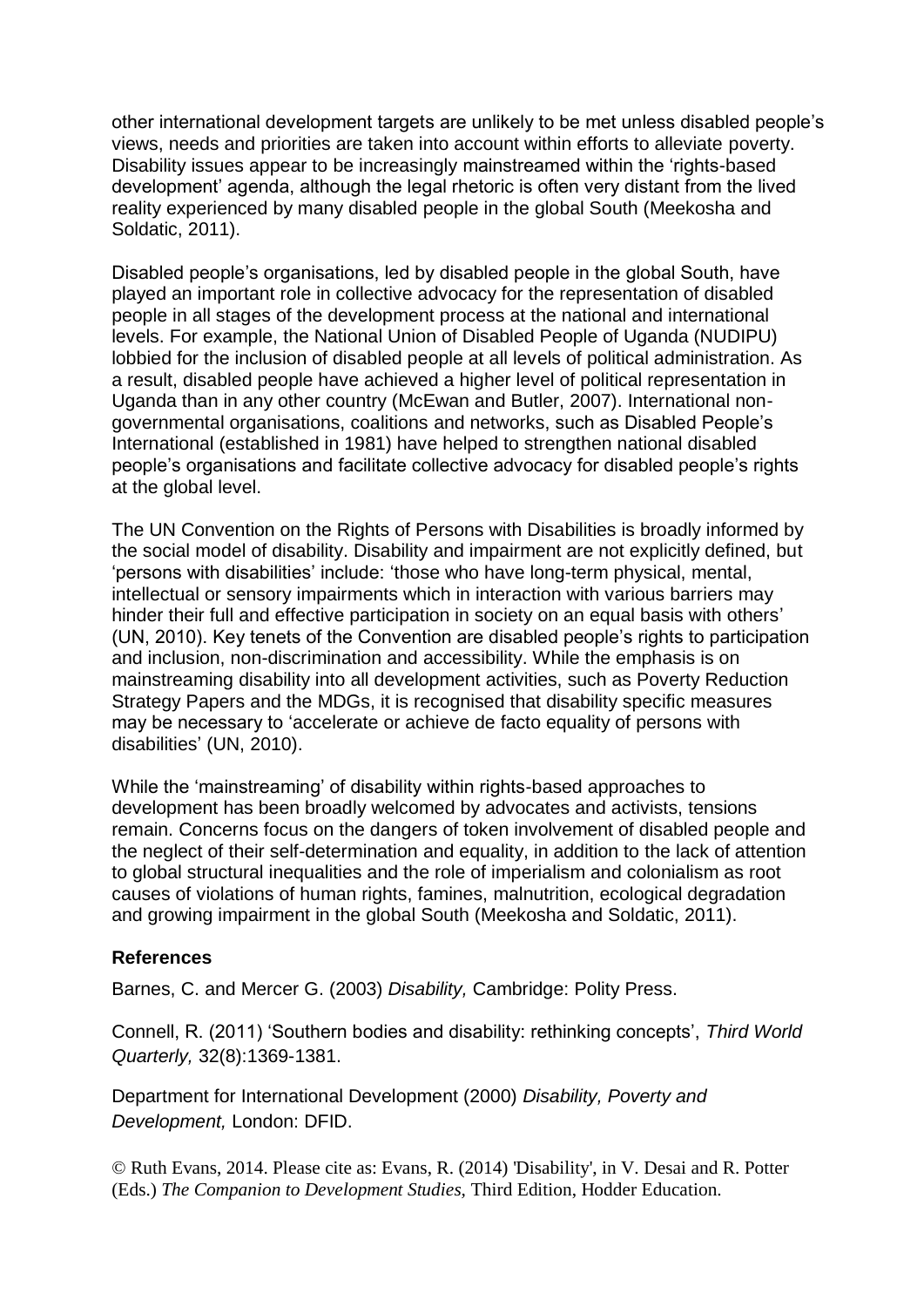other international development targets are unlikely to be met unless disabled people's views, needs and priorities are taken into account within efforts to alleviate poverty. Disability issues appear to be increasingly mainstreamed within the 'rights-based development' agenda, although the legal rhetoric is often very distant from the lived reality experienced by many disabled people in the global South (Meekosha and Soldatic, 2011).

Disabled people's organisations, led by disabled people in the global South, have played an important role in collective advocacy for the representation of disabled people in all stages of the development process at the national and international levels. For example, the National Union of Disabled People of Uganda (NUDIPU) lobbied for the inclusion of disabled people at all levels of political administration. As a result, disabled people have achieved a higher level of political representation in Uganda than in any other country (McEwan and Butler, 2007). International non-governmental organisations, coalitions and networks, such as Disabled People's International (established in 1981) have helped to strengthen national disabled people's organisations and facilitate collective advocacy for disabled people's rights at the global level.

The UN Convention on the Rights of Persons with Disabilities is broadly informed by the social model of disability. Disability and impairment are not explicitly defined, but 'persons with disabilities' include: 'those who have long-term physical, mental, intellectual or sensory impairments which in interaction with various barriers may hinder their full and effective participation in society on an equal basis with others' (UN, 2010). Key tenets of the Convention are disabled people's rights to participation and inclusion, non-discrimination and accessibility. While the emphasis is on mainstreaming disability into all development activities, such as Poverty Reduction Strategy Papers and the MDGs, it is recognised that disability specific measures may be necessary to 'accelerate or achieve de facto equality of persons with disabilities' (UN, 2010).

While the 'mainstreaming' of disability within rights-based approaches to development has been broadly welcomed by advocates and activists, tensions remain. Concerns focus on the dangers of token involvement of disabled people and the neglect of their self-determination and equality, in addition to the lack of attention to global structural inequalities and the role of imperialism and colonialism as root causes of violations of human rights, famines, malnutrition, ecological degradation and growing impairment in the global South (Meekosha and Soldatic, 2011).

**References**

Barnes, C. and Mercer G. (2003) *Disability,* Cambridge: Polity Press.

Connell, R. (2011) 'Southern bodies and disability: rethinking concepts', *Third World Quarterly,* 32(8):1369-1381.

Department for International Development (2000) *Disability, Poverty and Development,* London: DFID.

© Ruth Evans, 2014. Please cite as: Evans, R. (2014) 'Disability', in V. Desai and R. Potter (Eds.) *The Companion to Development Studies*, Third Edition, Hodder Education.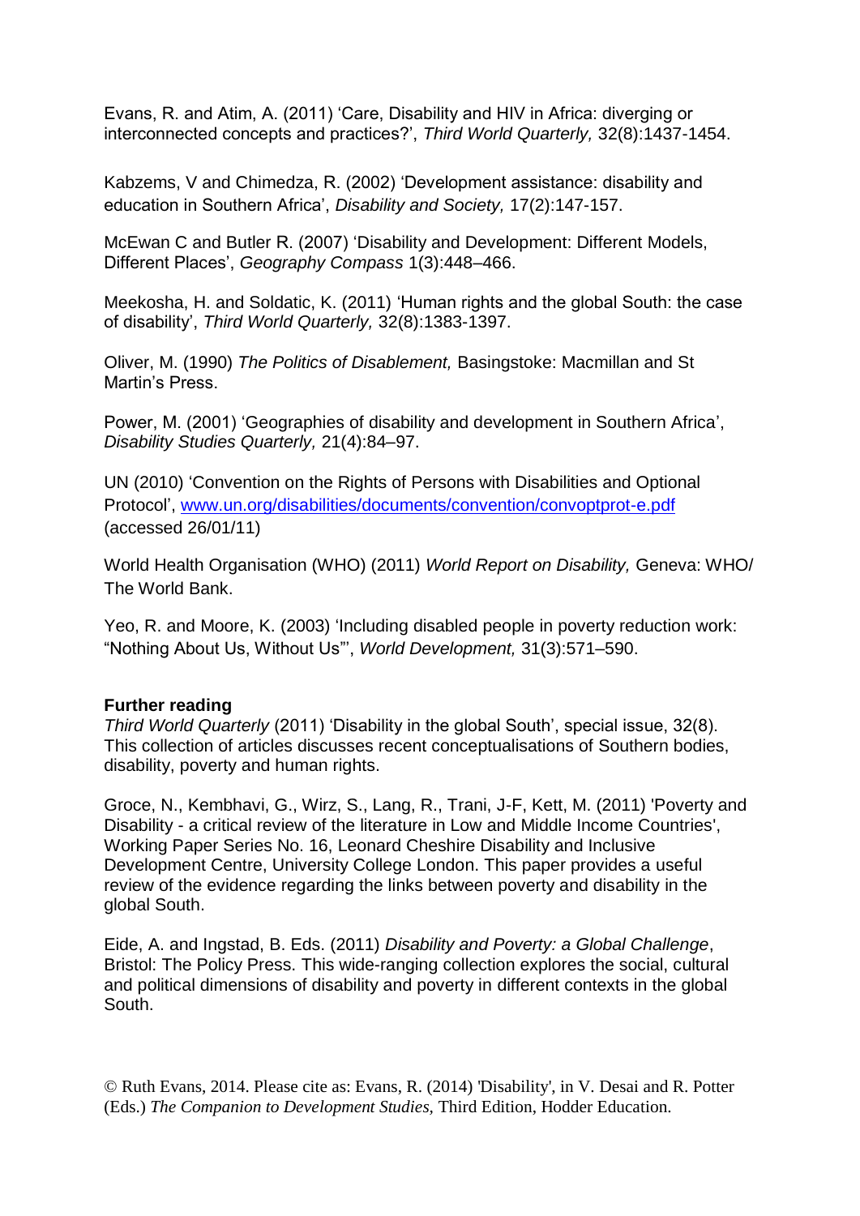Evans, R. and Atim, A. (2011) 'Care, Disability and HIV in Africa: diverging or interconnected concepts and practices?', *Third World Quarterly,* 32(8):1437-1454.

Kabzems, V and Chimedza, R. (2002) 'Development assistance: disability and education in Southern Africa', *Disability and Society,* 17(2):147-157.

McEwan C and Butler R. (2007) 'Disability and Development: Different Models, Different Places', *Geography Compass* 1(3):448–466.

Meekosha, H. and Soldatic, K. (2011) 'Human rights and the global South: the case of disability', *Third World Quarterly,* 32(8):1383-1397.

Oliver, M. (1990) *The Politics of Disablement,* Basingstoke: Macmillan and St Martin's Press.

Power, M. (2001) 'Geographies of disability and development in Southern Africa', *Disability Studies Quarterly,* 21(4):84–97.

UN (2010) 'Convention on the Rights of Persons with Disabilities and Optional Protocol', www.un.org/disabilities/documents/convention/convoptprot-e.pdf (accessed 26/01/11)

World Health Organisation (WHO) (2011) *World Report on Disability,* Geneva: WHO/ The World Bank.

Yeo, R. and Moore, K. (2003) 'Including disabled people in poverty reduction work: "Nothing About Us, Without Us"', *World Development,* 31(3):571–590.

**Further reading**

*Third World Quarterly* (2011) 'Disability in the global South', special issue, 32(8). This collection of articles discusses recent conceptualisations of Southern bodies, disability, poverty and human rights.

Groce, N., Kembhavi, G., Wirz, S., Lang, R., Trani, J-F, Kett, M. (2011) 'Poverty and Disability - a critical review of the literature in Low and Middle Income Countries', Working Paper Series No. 16, Leonard Cheshire Disability and Inclusive Development Centre, University College London. This paper provides a useful review of the evidence regarding the links between poverty and disability in the global South.

Eide, A. and Ingstad, B. Eds. (2011) *Disability and Poverty: a Global Challenge*, Bristol: The Policy Press. This wide-ranging collection explores the social, cultural and political dimensions of disability and poverty in different contexts in the global South.

© Ruth Evans, 2014. Please cite as: Evans, R. (2014) 'Disability', in V. Desai and R. Potter (Eds.) *The Companion to Development Studies,* Third Edition, Hodder Education.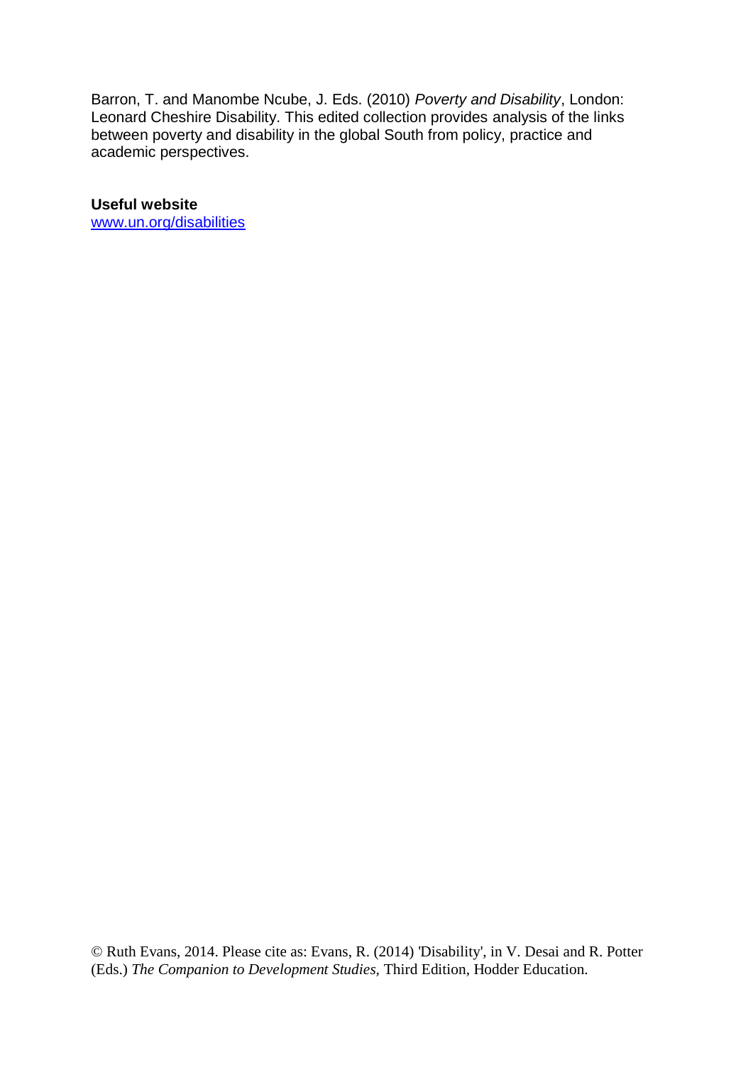Barron, T. and Manombe Ncube, J. Eds. (2010) *Poverty and Disability*, London: Leonard Cheshire Disability. This edited collection provides analysis of the links between poverty and disability in the global South from policy, practice and academic perspectives.

**Useful website**

www.un.org/disabilities

© Ruth Evans, 2014. Please cite as: Evans, R. (2014) 'Disability', in V. Desai and R. Potter (Eds.) *The Companion to Development Studies,* Third Edition, Hodder Education.